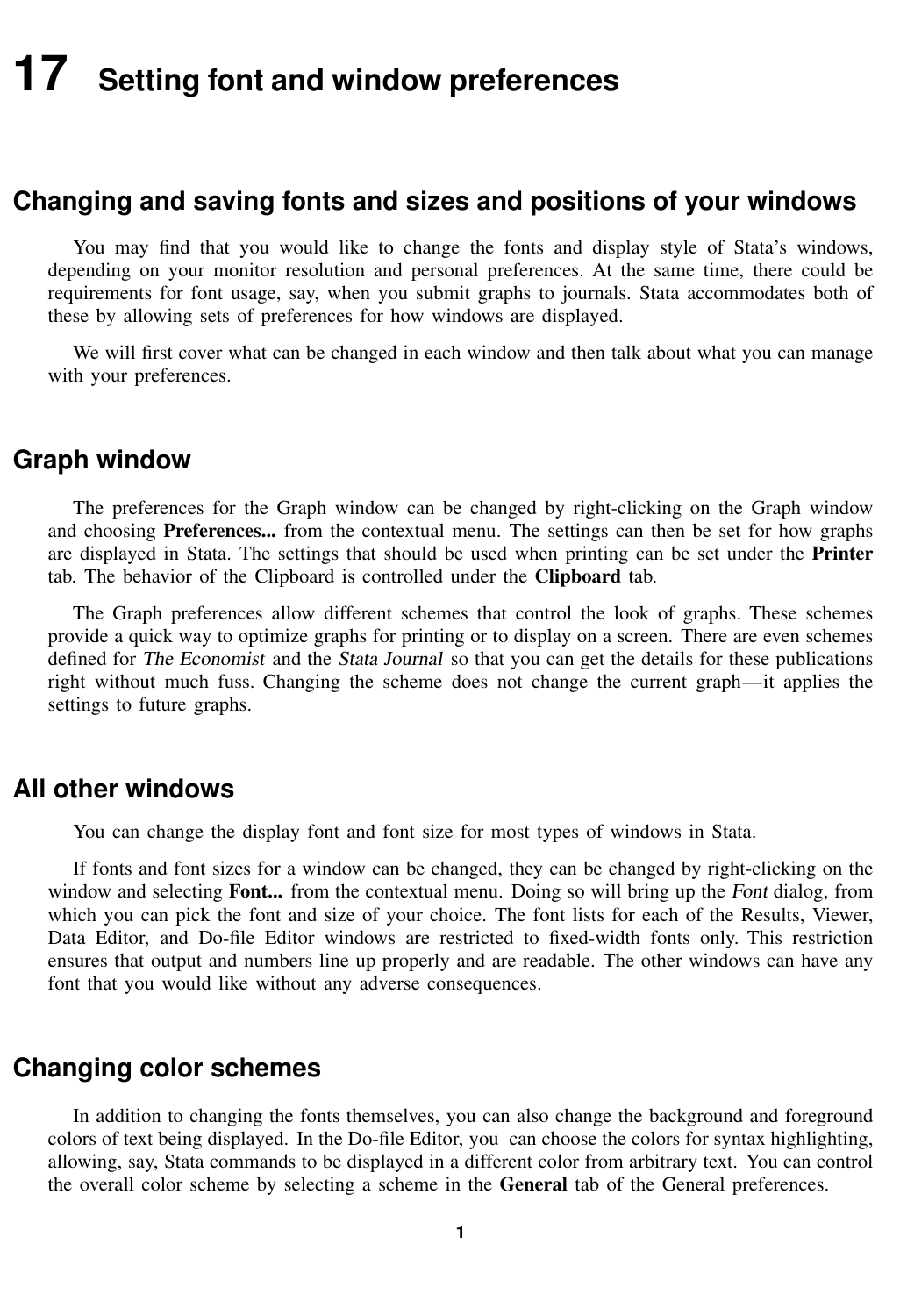# 17 Setting font and window preferences

## Changing and saving fonts and sizes and positions of your windows

You may find that you would like to change the fonts and display style of Stata's windows, depending on your monitor resolution and personal preferences. At the same time, there could be requirements for font usage, say, when you submit graphs to journals. Stata accommodates both of these by allowing sets of preferences for how windows are displayed.

We will first cover what can be changed in each window and then talk about what you can manage with your preferences.

## Graph window

The preferences for the Graph window can be changed by right-clicking on the Graph window and choosing **Preferences...** from the contextual menu. The settings can then be set for how graphs are displayed in Stata. The settings that should be used when printing can be set under the **Printer** tab. The behavior of the Clipboard is controlled under the **Clipboard** tab.

The Graph preferences allow different schemes that control the look of graphs. These schemes provide a quick way to optimize graphs for printing or to display on a screen. There are even schemes defined for *The Economist* and the *Stata Journal* so that you can get the details for these publications right without much fuss. Changing the scheme does not change the current graph—it applies the settings to future graphs.

## All other windows

You can change the display font and font size for most types of windows in Stata.

If fonts and font sizes for a window can be changed, they can be changed by right-clicking on the window and selecting **Font...** from the contextual menu. Doing so will bring up the *Font* dialog, from which you can pick the font and size of your choice. The font lists for each of the Results, Viewer, Data Editor, and Do-file Editor windows are restricted to fixed-width fonts only. This restriction ensures that output and numbers line up properly and are readable. The other windows can have any font that you would like without any adverse consequences.

## Changing color schemes

In addition to changing the fonts themselves, you can also change the background and foreground colors of text being displayed. In the Do-file Editor, you can choose the colors for syntax highlighting, allowing, say, Stata commands to be displayed in a different color from arbitrary text. You can control the overall color scheme by selecting a scheme in the **General** tab of the General preferences.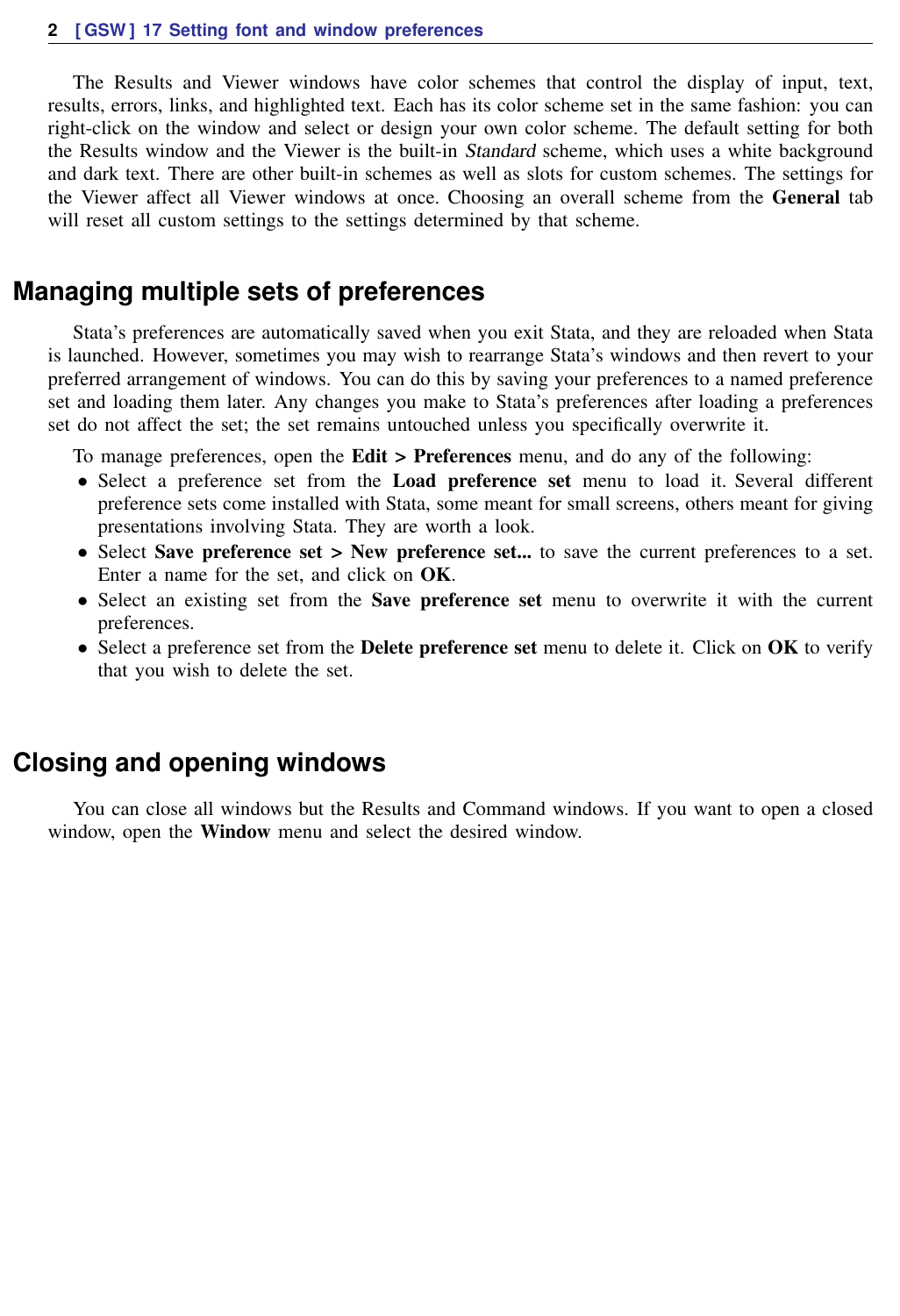The Results and Viewer windows have color schemes that control the display of input, text, results, errors, links, and highlighted text. Each has its color scheme set in the same fashion: you can right-click on the window and select or design your own color scheme. The default setting for both the Results window and the Viewer is the built-in *Standard* scheme, which uses a white background and dark text. There are other built-in schemes as well as slots for custom schemes. The settings for the Viewer affect all Viewer windows at once. Choosing an overall scheme from the **General** tab will reset all custom settings to the settings determined by that scheme.

## Managing multiple sets of preferences

Stata's preferences are automatically saved when you exit Stata, and they are reloaded when Stata is launched. However, sometimes you may wish to rearrange Stata's windows and then revert to your preferred arrangement of windows. You can do this by saving your preferences to a named preference set and loading them later. Any changes you make to Stata's preferences after loading a preferences set do not affect the set; the set remains untouched unless you specifically overwrite it.

To manage preferences, open the **Edit > Preferences** menu, and do any of the following:

- Select a preference set from the **Load preference set** menu to load it. Several different preference sets come installed with Stata, some meant for small screens, others meant for giving presentations involving Stata. They are worth a look.
- Select **Save preference set > New preference set...** to save the current preferences to a set. Enter a name for the set, and click on **OK**.
- Select an existing set from the **Save preference set** menu to overwrite it with the current preferences.
- Select a preference set from the **Delete preference set** menu to delete it. Click on **OK** to verify that you wish to delete the set.

## Closing and opening windows

You can close all windows but the Results and Command windows. If you want to open a closed window, open the **Window** menu and select the desired window.